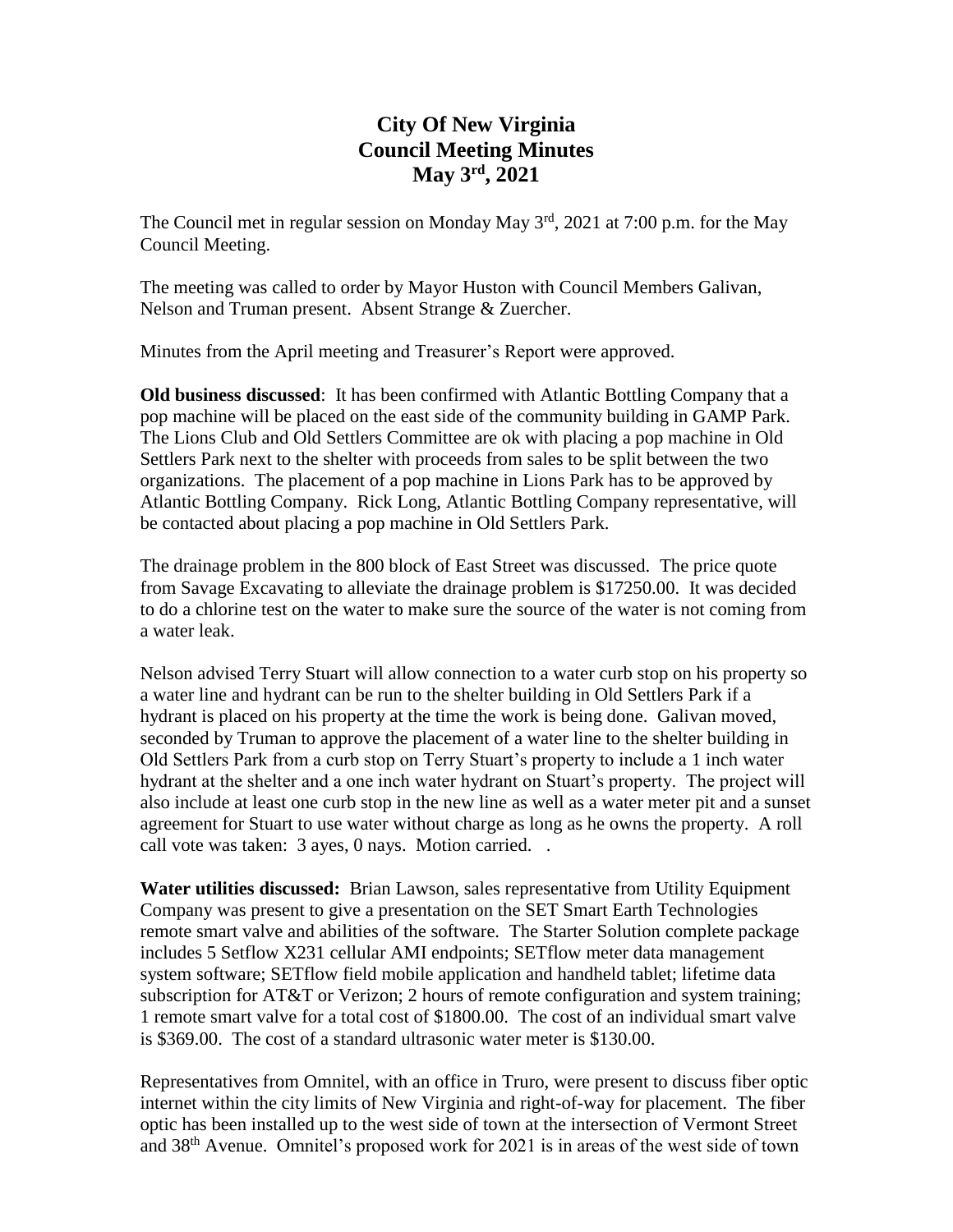# City Of New Virginia
# Council Meeting Minutes
# May 3rd, 2021

The Council met in regular session on Monday May 3rd, 2021 at 7:00 p.m. for the May Council Meeting.

The meeting was called to order by Mayor Huston with Council Members Galivan, Nelson and Truman present. Absent Strange & Zuercher.

Minutes from the April meeting and Treasurer's Report were approved.

**Old business discussed**: It has been confirmed with Atlantic Bottling Company that a pop machine will be placed on the east side of the community building in GAMP Park. The Lions Club and Old Settlers Committee are ok with placing a pop machine in Old Settlers Park next to the shelter with proceeds from sales to be split between the two organizations. The placement of a pop machine in Lions Park has to be approved by Atlantic Bottling Company. Rick Long, Atlantic Bottling Company representative, will be contacted about placing a pop machine in Old Settlers Park.

The drainage problem in the 800 block of East Street was discussed. The price quote from Savage Excavating to alleviate the drainage problem is $17250.00. It was decided to do a chlorine test on the water to make sure the source of the water is not coming from a water leak.

Nelson advised Terry Stuart will allow connection to a water curb stop on his property so a water line and hydrant can be run to the shelter building in Old Settlers Park if a hydrant is placed on his property at the time the work is being done. Galivan moved, seconded by Truman to approve the placement of a water line to the shelter building in Old Settlers Park from a curb stop on Terry Stuart's property to include a 1 inch water hydrant at the shelter and a one inch water hydrant on Stuart's property. The project will also include at least one curb stop in the new line as well as a water meter pit and a sunset agreement for Stuart to use water without charge as long as he owns the property. A roll call vote was taken: 3 ayes, 0 nays. Motion carried. .

**Water utilities discussed:** Brian Lawson, sales representative from Utility Equipment Company was present to give a presentation on the SET Smart Earth Technologies remote smart valve and abilities of the software. The Starter Solution complete package includes 5 Setflow X231 cellular AMI endpoints; SETflow meter data management system software; SETflow field mobile application and handheld tablet; lifetime data subscription for AT&T or Verizon; 2 hours of remote configuration and system training; 1 remote smart valve for a total cost of $1800.00. The cost of an individual smart valve is $369.00. The cost of a standard ultrasonic water meter is $130.00.

Representatives from Omnitel, with an office in Truro, were present to discuss fiber optic internet within the city limits of New Virginia and right-of-way for placement. The fiber optic has been installed up to the west side of town at the intersection of Vermont Street and 38th Avenue. Omnitel's proposed work for 2021 is in areas of the west side of town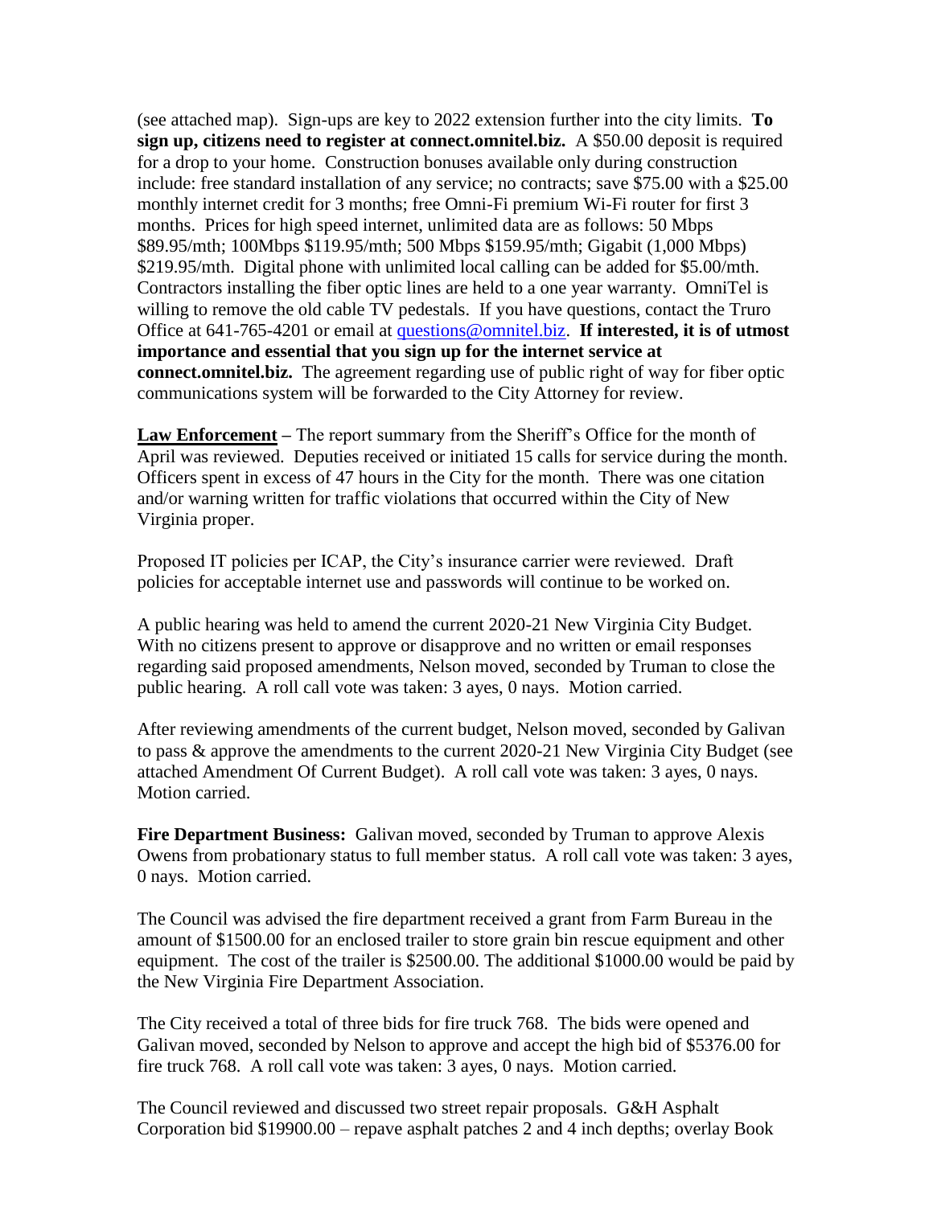(see attached map). Sign-ups are key to 2022 extension further into the city limits. **To sign up, citizens need to register at connect.omnitel.biz.** A $50.00 deposit is required for a drop to your home. Construction bonuses available only during construction include: free standard installation of any service; no contracts; save $75.00 with a $25.00 monthly internet credit for 3 months; free Omni-Fi premium Wi-Fi router for first 3 months. Prices for high speed internet, unlimited data are as follows: 50 Mbps $89.95/mth; 100Mbps $119.95/mth; 500 Mbps $159.95/mth; Gigabit (1,000 Mbps) $219.95/mth. Digital phone with unlimited local calling can be added for $5.00/mth. Contractors installing the fiber optic lines are held to a one year warranty. OmniTel is willing to remove the old cable TV pedestals. If you have questions, contact the Truro Office at 641-765-4201 or email at questions@omnitel.biz. **If interested, it is of utmost importance and essential that you sign up for the internet service at connect.omnitel.biz.** The agreement regarding use of public right of way for fiber optic communications system will be forwarded to the City Attorney for review.

**Law Enforcement** – The report summary from the Sheriff's Office for the month of April was reviewed. Deputies received or initiated 15 calls for service during the month. Officers spent in excess of 47 hours in the City for the month. There was one citation and/or warning written for traffic violations that occurred within the City of New Virginia proper.

Proposed IT policies per ICAP, the City's insurance carrier were reviewed. Draft policies for acceptable internet use and passwords will continue to be worked on.

A public hearing was held to amend the current 2020-21 New Virginia City Budget. With no citizens present to approve or disapprove and no written or email responses regarding said proposed amendments, Nelson moved, seconded by Truman to close the public hearing. A roll call vote was taken: 3 ayes, 0 nays. Motion carried.

After reviewing amendments of the current budget, Nelson moved, seconded by Galivan to pass & approve the amendments to the current 2020-21 New Virginia City Budget (see attached Amendment Of Current Budget). A roll call vote was taken: 3 ayes, 0 nays. Motion carried.

**Fire Department Business:** Galivan moved, seconded by Truman to approve Alexis Owens from probationary status to full member status. A roll call vote was taken: 3 ayes, 0 nays. Motion carried.

The Council was advised the fire department received a grant from Farm Bureau in the amount of $1500.00 for an enclosed trailer to store grain bin rescue equipment and other equipment. The cost of the trailer is $2500.00. The additional $1000.00 would be paid by the New Virginia Fire Department Association.

The City received a total of three bids for fire truck 768. The bids were opened and Galivan moved, seconded by Nelson to approve and accept the high bid of $5376.00 for fire truck 768. A roll call vote was taken: 3 ayes, 0 nays. Motion carried.

The Council reviewed and discussed two street repair proposals. G&H Asphalt Corporation bid $19900.00 – repave asphalt patches 2 and 4 inch depths; overlay Book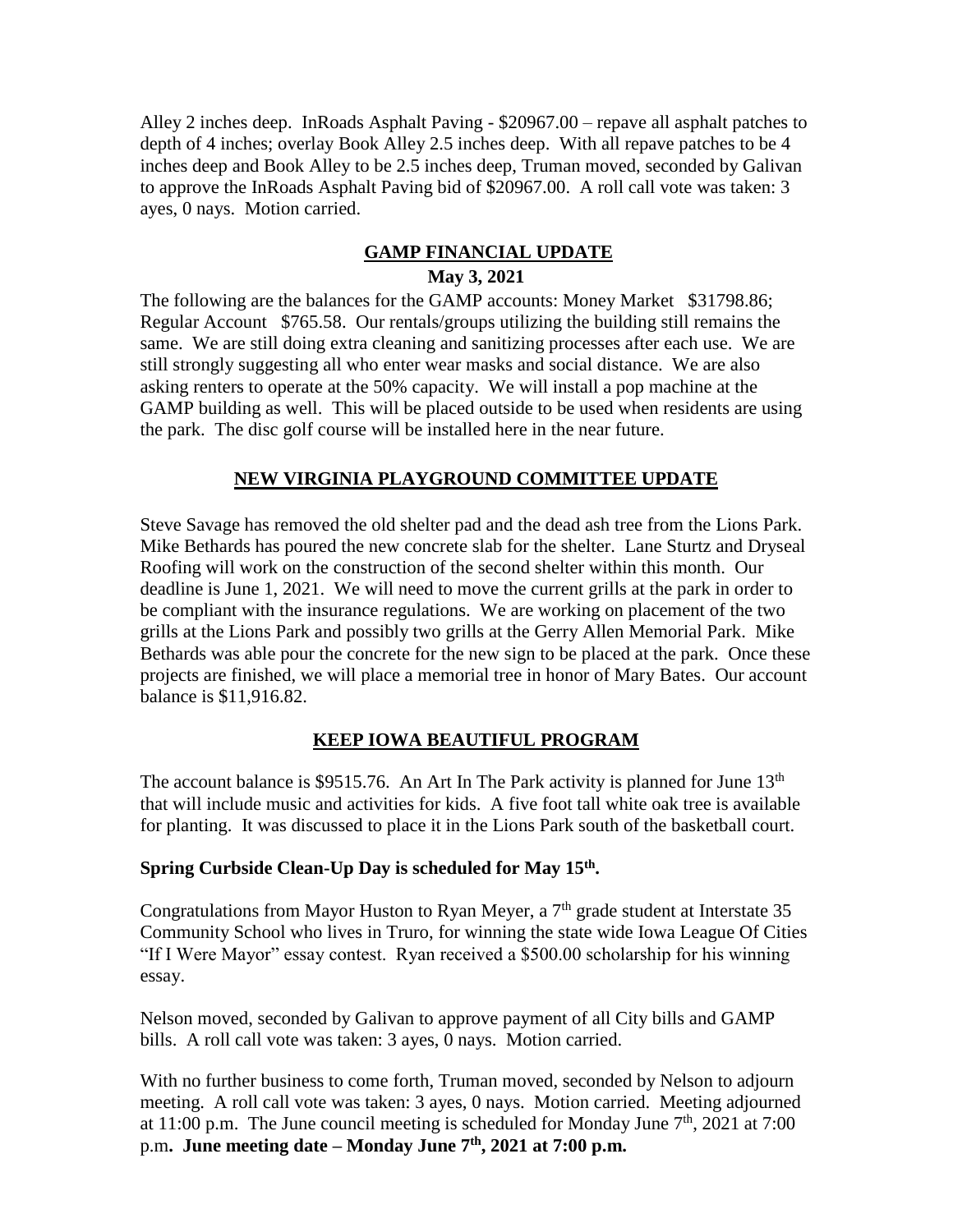Alley 2 inches deep. InRoads Asphalt Paving - $20967.00 – repave all asphalt patches to depth of 4 inches; overlay Book Alley 2.5 inches deep. With all repave patches to be 4 inches deep and Book Alley to be 2.5 inches deep, Truman moved, seconded by Galivan to approve the InRoads Asphalt Paving bid of $20967.00. A roll call vote was taken: 3 ayes, 0 nays. Motion carried.

## GAMP FINANCIAL UPDATE

**May 3, 2021**

The following are the balances for the GAMP accounts: Money Market $31798.86; Regular Account $765.58. Our rentals/groups utilizing the building still remains the same. We are still doing extra cleaning and sanitizing processes after each use. We are still strongly suggesting all who enter wear masks and social distance. We are also asking renters to operate at the 50% capacity. We will install a pop machine at the GAMP building as well. This will be placed outside to be used when residents are using the park. The disc golf course will be installed here in the near future.

## NEW VIRGINIA PLAYGROUND COMMITTEE UPDATE

Steve Savage has removed the old shelter pad and the dead ash tree from the Lions Park. Mike Bethards has poured the new concrete slab for the shelter. Lane Sturtz and Dryseal Roofing will work on the construction of the second shelter within this month. Our deadline is June 1, 2021. We will need to move the current grills at the park in order to be compliant with the insurance regulations. We are working on placement of the two grills at the Lions Park and possibly two grills at the Gerry Allen Memorial Park. Mike Bethards was able pour the concrete for the new sign to be placed at the park. Once these projects are finished, we will place a memorial tree in honor of Mary Bates. Our account balance is $11,916.82.

## KEEP IOWA BEAUTIFUL PROGRAM

The account balance is $9515.76. An Art In The Park activity is planned for June 13th that will include music and activities for kids. A five foot tall white oak tree is available for planting. It was discussed to place it in the Lions Park south of the basketball court.

**Spring Curbside Clean-Up Day is scheduled for May 15th.**

Congratulations from Mayor Huston to Ryan Meyer, a 7th grade student at Interstate 35 Community School who lives in Truro, for winning the state wide Iowa League Of Cities "If I Were Mayor" essay contest. Ryan received a $500.00 scholarship for his winning essay.

Nelson moved, seconded by Galivan to approve payment of all City bills and GAMP bills. A roll call vote was taken: 3 ayes, 0 nays. Motion carried.

With no further business to come forth, Truman moved, seconded by Nelson to adjourn meeting. A roll call vote was taken: 3 ayes, 0 nays. Motion carried. Meeting adjourned at 11:00 p.m. The June council meeting is scheduled for Monday June 7th, 2021 at 7:00 p.m. **June meeting date – Monday June 7th, 2021 at 7:00 p.m.**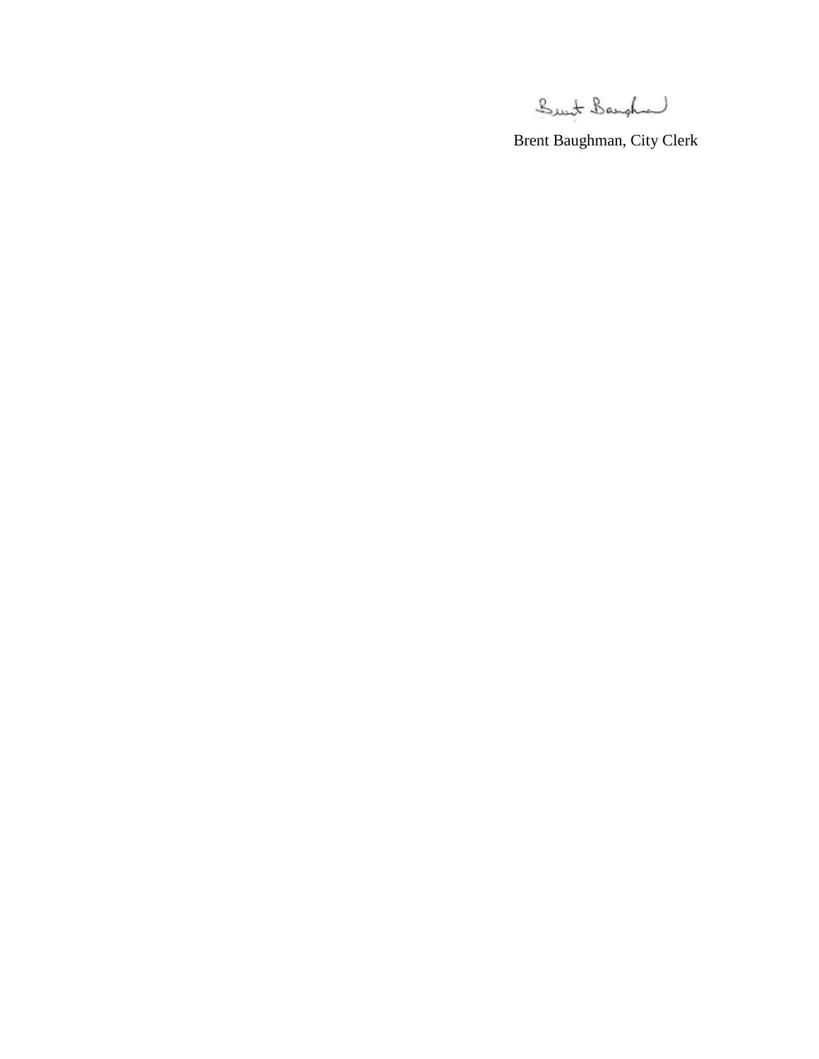Brent Baughman, City Clerk